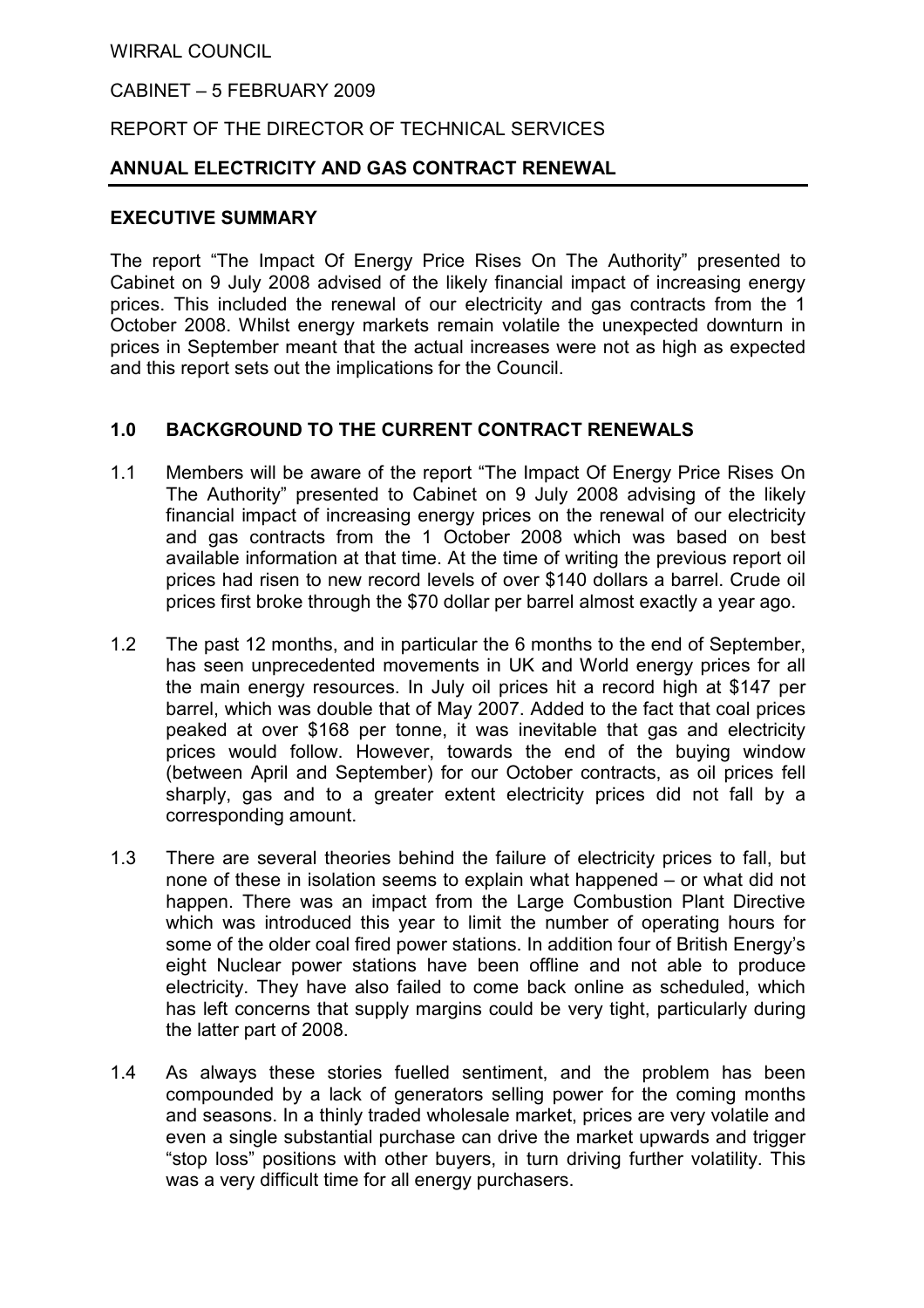WIRRAL COUNCIL

CABINET – 5 FEBRUARY 2009

REPORT OF THE DIRECTOR OF TECHNICAL SERVICES

## ANNUAL ELECTRICITY AND GAS CONTRACT RENEWAL

### EXECUTIVE SUMMARY

The report "The Impact Of Energy Price Rises On The Authority" presented to Cabinet on 9 July 2008 advised of the likely financial impact of increasing energy prices. This included the renewal of our electricity and gas contracts from the 1 October 2008. Whilst energy markets remain volatile the unexpected downturn in prices in September meant that the actual increases were not as high as expected and this report sets out the implications for the Council.

### 1.0 BACKGROUND TO THE CURRENT CONTRACT RENEWALS

1.1 Members will be aware of the report "The Impact Of Energy Price Rises On The Authority" presented to Cabinet on 9 July 2008 advising of the likely financial impact of increasing energy prices on the renewal of our electricity and gas contracts from the 1 October 2008 which was based on best available information at that time. At the time of writing the previous report oil prices had risen to new record levels of over $140 dollars a barrel. Crude oil prices first broke through the $70 dollar per barrel almost exactly a year ago.

1.2 The past 12 months, and in particular the 6 months to the end of September, has seen unprecedented movements in UK and World energy prices for all the main energy resources. In July oil prices hit a record high at $147 per barrel, which was double that of May 2007. Added to the fact that coal prices peaked at over $168 per tonne, it was inevitable that gas and electricity prices would follow. However, towards the end of the buying window (between April and September) for our October contracts, as oil prices fell sharply, gas and to a greater extent electricity prices did not fall by a corresponding amount.

1.3 There are several theories behind the failure of electricity prices to fall, but none of these in isolation seems to explain what happened – or what did not happen. There was an impact from the Large Combustion Plant Directive which was introduced this year to limit the number of operating hours for some of the older coal fired power stations. In addition four of British Energy's eight Nuclear power stations have been offline and not able to produce electricity. They have also failed to come back online as scheduled, which has left concerns that supply margins could be very tight, particularly during the latter part of 2008.

1.4 As always these stories fuelled sentiment, and the problem has been compounded by a lack of generators selling power for the coming months and seasons. In a thinly traded wholesale market, prices are very volatile and even a single substantial purchase can drive the market upwards and trigger "stop loss" positions with other buyers, in turn driving further volatility. This was a very difficult time for all energy purchasers.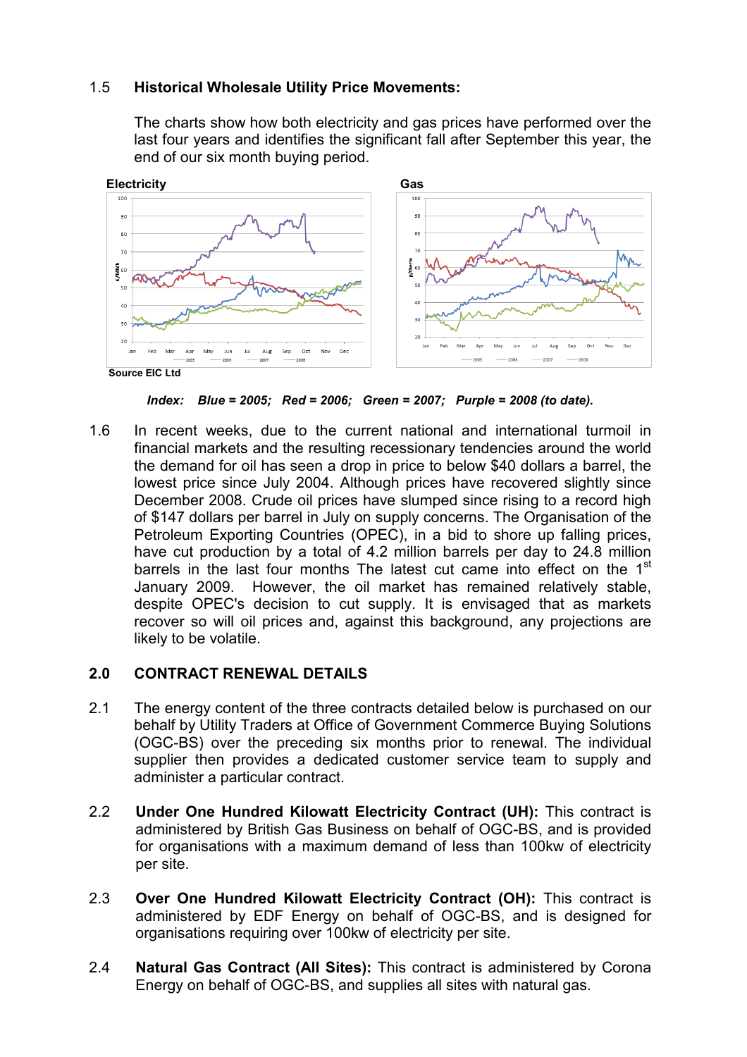1.5 **Historical Wholesale Utility Price Movements:**

The charts show how both electricity and gas prices have performed over the last four years and identifies the significant fall after September this year, the end of our six month buying period.

**Electricity** **Gas**

Source EIC Ltd

***Index: Blue = 2005; Red = 2006; Green = 2007; Purple = 2008 (to date).***

1.6 In recent weeks, due to the current national and international turmoil in financial markets and the resulting recessionary tendencies around the world the demand for oil has seen a drop in price to below $40 dollars a barrel, the lowest price since July 2004. Although prices have recovered slightly since December 2008. Crude oil prices have slumped since rising to a record high of $147 dollars per barrel in July on supply concerns. The Organisation of the Petroleum Exporting Countries (OPEC), in a bid to shore up falling prices, have cut production by a total of 4.2 million barrels per day to 24.8 million barrels in the last four months The latest cut came into effect on the 1st January 2009. However, the oil market has remained relatively stable, despite OPEC's decision to cut supply. It is envisaged that as markets recover so will oil prices and, against this background, any projections are likely to be volatile.

## 2.0 CONTRACT RENEWAL DETAILS

2.1 The energy content of the three contracts detailed below is purchased on our behalf by Utility Traders at Office of Government Commerce Buying Solutions (OGC-BS) over the preceding six months prior to renewal. The individual supplier then provides a dedicated customer service team to supply and administer a particular contract.

2.2 **Under One Hundred Kilowatt Electricity Contract (UH):** This contract is administered by British Gas Business on behalf of OGC-BS, and is provided for organisations with a maximum demand of less than 100kw of electricity per site.

2.3 **Over One Hundred Kilowatt Electricity Contract (OH):** This contract is administered by EDF Energy on behalf of OGC-BS, and is designed for organisations requiring over 100kw of electricity per site.

2.4 **Natural Gas Contract (All Sites):** This contract is administered by Corona Energy on behalf of OGC-BS, and supplies all sites with natural gas.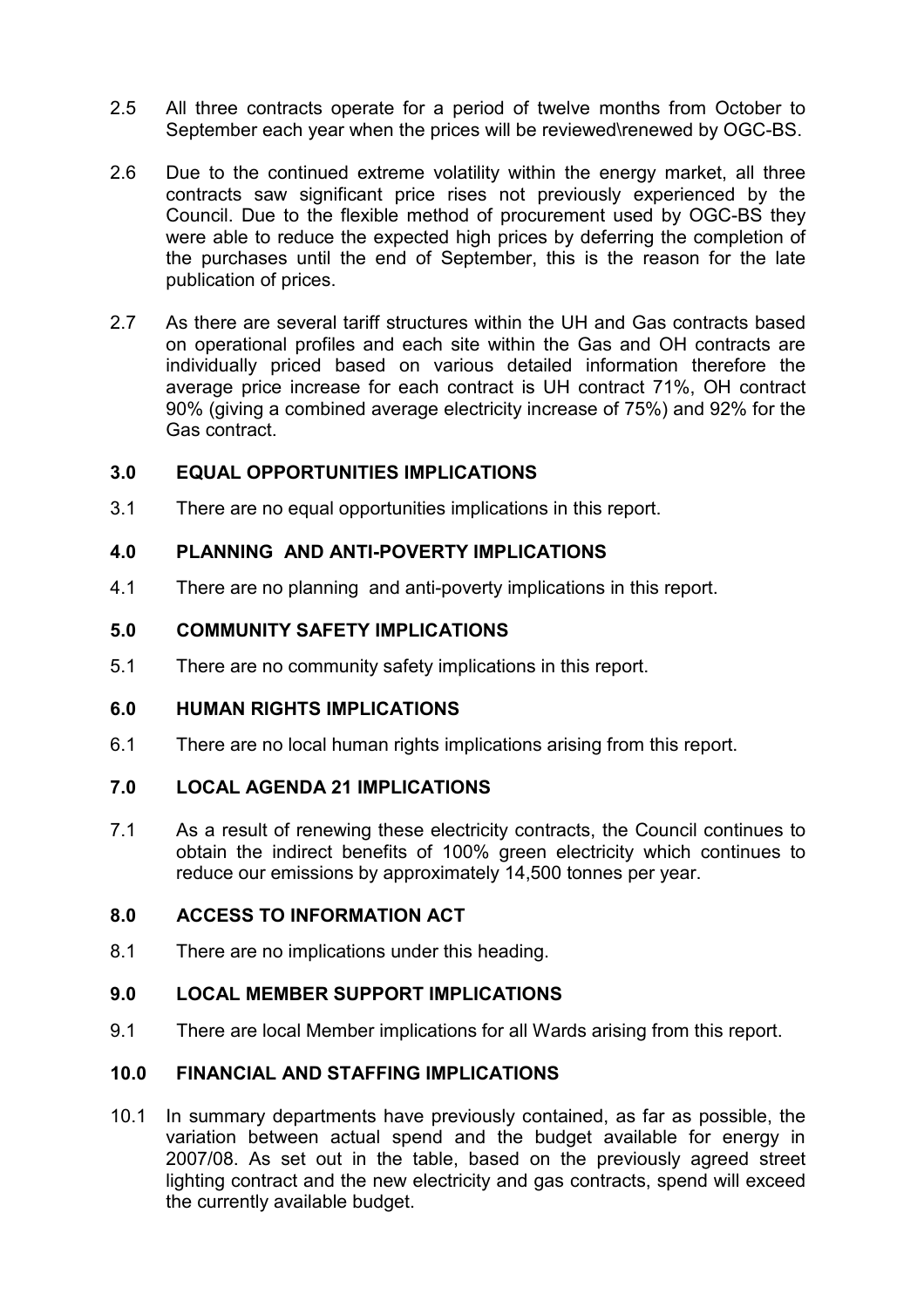2.5 All three contracts operate for a period of twelve months from October to September each year when the prices will be reviewed\renewed by OGC-BS.

2.6 Due to the continued extreme volatility within the energy market, all three contracts saw significant price rises not previously experienced by the Council. Due to the flexible method of procurement used by OGC-BS they were able to reduce the expected high prices by deferring the completion of the purchases until the end of September, this is the reason for the late publication of prices.

2.7 As there are several tariff structures within the UH and Gas contracts based on operational profiles and each site within the Gas and OH contracts are individually priced based on various detailed information therefore the average price increase for each contract is UH contract 71%, OH contract 90% (giving a combined average electricity increase of 75%) and 92% for the Gas contract.

## 3.0 EQUAL OPPORTUNITIES IMPLICATIONS

3.1 There are no equal opportunities implications in this report.

## 4.0 PLANNING AND ANTI-POVERTY IMPLICATIONS

4.1 There are no planning and anti-poverty implications in this report.

## 5.0 COMMUNITY SAFETY IMPLICATIONS

5.1 There are no community safety implications in this report.

## 6.0 HUMAN RIGHTS IMPLICATIONS

6.1 There are no local human rights implications arising from this report.

## 7.0 LOCAL AGENDA 21 IMPLICATIONS

7.1 As a result of renewing these electricity contracts, the Council continues to obtain the indirect benefits of 100% green electricity which continues to reduce our emissions by approximately 14,500 tonnes per year.

## 8.0 ACCESS TO INFORMATION ACT

8.1 There are no implications under this heading.

## 9.0 LOCAL MEMBER SUPPORT IMPLICATIONS

9.1 There are local Member implications for all Wards arising from this report.

## 10.0 FINANCIAL AND STAFFING IMPLICATIONS

10.1 In summary departments have previously contained, as far as possible, the variation between actual spend and the budget available for energy in 2007/08. As set out in the table, based on the previously agreed street lighting contract and the new electricity and gas contracts, spend will exceed the currently available budget.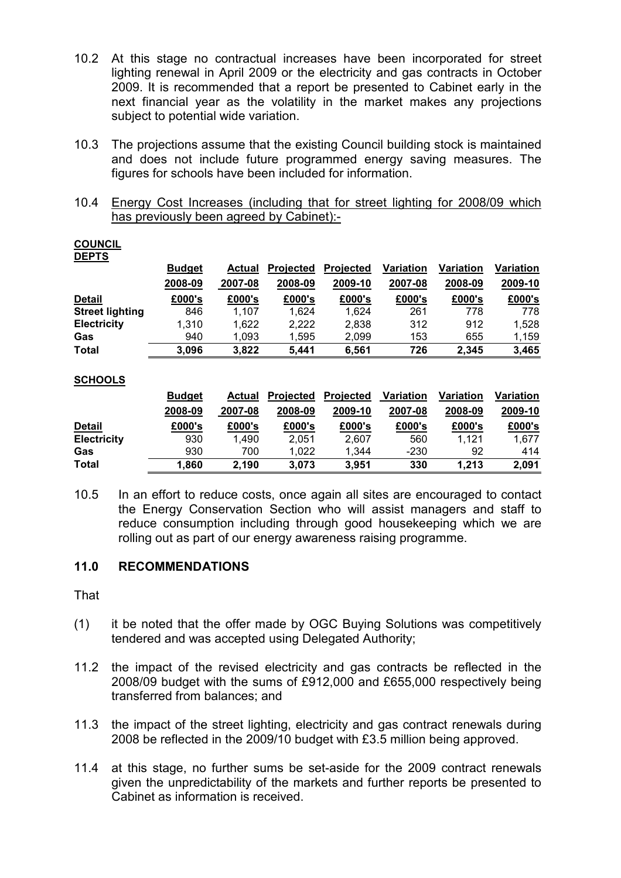10.2 At this stage no contractual increases have been incorporated for street lighting renewal in April 2009 or the electricity and gas contracts in October 2009. It is recommended that a report be presented to Cabinet early in the next financial year as the volatility in the market makes any projections subject to potential wide variation.

10.3 The projections assume that the existing Council building stock is maintained and does not include future programmed energy saving measures. The figures for schools have been included for information.

10.4 Energy Cost Increases (including that for street lighting for 2008/09 which has previously been agreed by Cabinet):-

**COUNCIL DEPTS**

| | Budget | Actual | Projected | Projected | Variation | Variation | Variation |
|---|---|---|---|---|---|---|---|
| | 2008-09 | 2007-08 | 2008-09 | 2009-10 | 2007-08 | 2008-09 | 2009-10 |
| **Detail** | £000's | £000's | £000's | £000's | £000's | £000's | £000's |
| **Street lighting** | 846 | 1,107 | 1,624 | 1,624 | 261 | 778 | 778 |
| **Electricity** | 1,310 | 1,622 | 2,222 | 2,838 | 312 | 912 | 1,528 |
| **Gas** | 940 | 1,093 | 1,595 | 2,099 | 153 | 655 | 1,159 |
| **Total** | **3,096** | **3,822** | **5,441** | **6,561** | **726** | **2,345** | **3,465** |

**SCHOOLS**

| | Budget | Actual | Projected | Projected | Variation | Variation | Variation |
|---|---|---|---|---|---|---|---|
| | 2008-09 | 2007-08 | 2008-09 | 2009-10 | 2007-08 | 2008-09 | 2009-10 |
| **Detail** | £000's | £000's | £000's | £000's | £000's | £000's | £000's |
| **Electricity** | 930 | 1,490 | 2,051 | 2,607 | 560 | 1,121 | 1,677 |
| **Gas** | 930 | 700 | 1,022 | 1,344 | -230 | 92 | 414 |
| **Total** | **1,860** | **2,190** | **3,073** | **3,951** | **330** | **1,213** | **2,091** |

10.5 In an effort to reduce costs, once again all sites are encouraged to contact the Energy Conservation Section who will assist managers and staff to reduce consumption including through good housekeeping which we are rolling out as part of our energy awareness raising programme.

## 11.0 RECOMMENDATIONS

That

(1) it be noted that the offer made by OGC Buying Solutions was competitively tendered and was accepted using Delegated Authority;

11.2 the impact of the revised electricity and gas contracts be reflected in the 2008/09 budget with the sums of £912,000 and £655,000 respectively being transferred from balances; and

11.3 the impact of the street lighting, electricity and gas contract renewals during 2008 be reflected in the 2009/10 budget with £3.5 million being approved.

11.4 at this stage, no further sums be set-aside for the 2009 contract renewals given the unpredictability of the markets and further reports be presented to Cabinet as information is received.